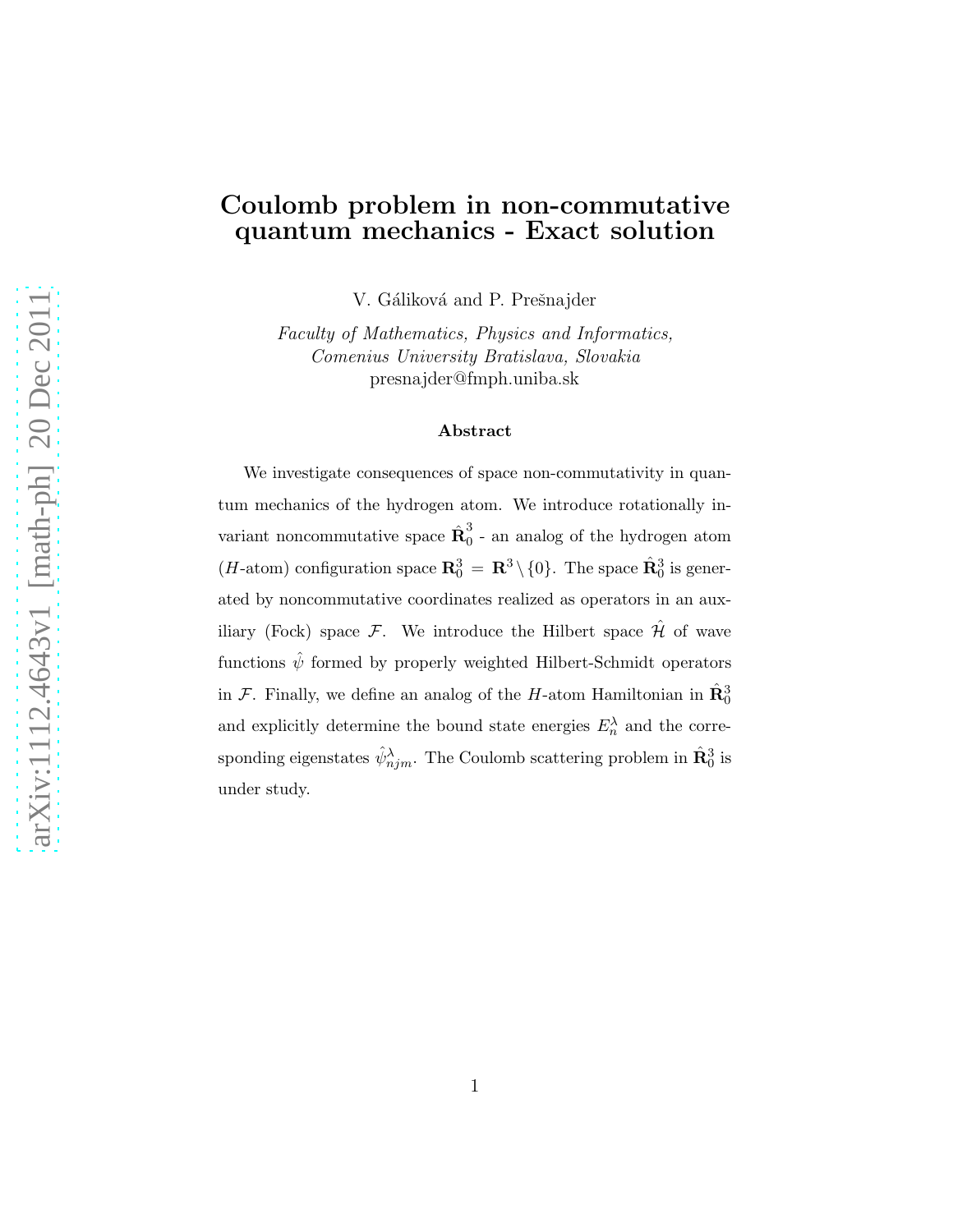# Coulomb problem in non-commutative quantum mechanics - Exact solution

V. Gáliková and P. Prešnajder

*Faculty of Mathematics, Physics and Informatics, Comenius University Bratislava, Slovakia*
presnajder@fmph.uniba.sk

### Abstract

We investigate consequences of space non-commutativity in quantum mechanics of the hydrogen atom. We introduce rotationally invariant noncommutative space $\hat{\mathbf{R}}_0^3$ - an analog of the hydrogen atom ($H$-atom) configuration space $\mathbf{R}_0^3 = \mathbf{R}^3 \setminus \{0\}$. The space $\hat{\mathbf{R}}_0^3$ is generated by noncommutative coordinates realized as operators in an auxiliary (Fock) space $\mathcal{F}$. We introduce the Hilbert space $\hat{\mathcal{H}}$ of wave functions $\hat{\psi}$ formed by properly weighted Hilbert-Schmidt operators in $\mathcal{F}$. Finally, we define an analog of the $H$-atom Hamiltonian in $\hat{\mathbf{R}}_0^3$ and explicitly determine the bound state energies $E_n^\lambda$ and the corresponding eigenstates $\hat{\psi}_{njm}^\lambda$. The Coulomb scattering problem in $\hat{\mathbf{R}}_0^3$ is under study.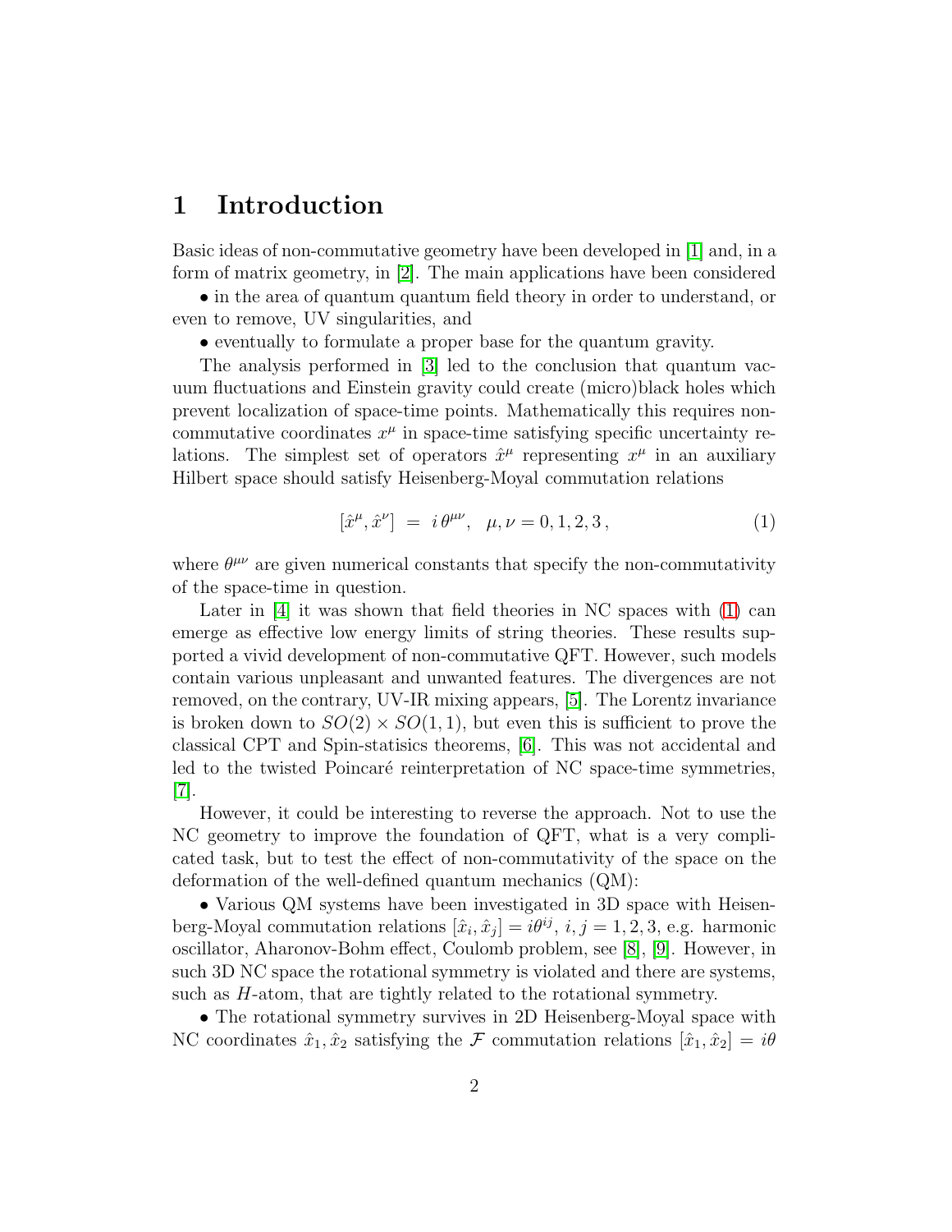# 1 Introduction

Basic ideas of non-commutative geometry have been developed in [1] and, in a form of matrix geometry, in [2]. The main applications have been considered

• in the area of quantum quantum field theory in order to understand, or even to remove, UV singularities, and

• eventually to formulate a proper base for the quantum gravity.

The analysis performed in [3] led to the conclusion that quantum vacuum fluctuations and Einstein gravity could create (micro)black holes which prevent localization of space-time points. Mathematically this requires non-commutative coordinates $x^\mu$ in space-time satisfying specific uncertainty relations. The simplest set of operators $\hat{x}^\mu$ representing $x^\mu$ in an auxiliary Hilbert space should satisfy Heisenberg-Moyal commutation relations

$$[\hat{x}^\mu, \hat{x}^\nu] \;=\; i\,\theta^{\mu\nu}, \quad \mu, \nu = 0, 1, 2, 3\,, \tag{1}$$

where $\theta^{\mu\nu}$ are given numerical constants that specify the non-commutativity of the space-time in question.

Later in [4] it was shown that field theories in NC spaces with (1) can emerge as effective low energy limits of string theories. These results supported a vivid development of non-commutative QFT. However, such models contain various unpleasant and unwanted features. The divergences are not removed, on the contrary, UV-IR mixing appears, [5]. The Lorentz invariance is broken down to $SO(2) \times SO(1,1)$, but even this is sufficient to prove the classical CPT and Spin-statisics theorems, [6]. This was not accidental and led to the twisted Poincaré reinterpretation of NC space-time symmetries, [7].

However, it could be interesting to reverse the approach. Not to use the NC geometry to improve the foundation of QFT, what is a very complicated task, but to test the effect of non-commutativity of the space on the deformation of the well-defined quantum mechanics (QM):

• Various QM systems have been investigated in 3D space with Heisenberg-Moyal commutation relations $[\hat{x}_i, \hat{x}_j] = i\theta^{ij}$, $i, j = 1, 2, 3$, e.g. harmonic oscillator, Aharonov-Bohm effect, Coulomb problem, see [8], [9]. However, in such 3D NC space the rotational symmetry is violated and there are systems, such as $H$-atom, that are tightly related to the rotational symmetry.

• The rotational symmetry survives in 2D Heisenberg-Moyal space with NC coordinates $\hat{x}_1, \hat{x}_2$ satisfying the $\mathcal{F}$ commutation relations $[\hat{x}_1, \hat{x}_2] = i\theta$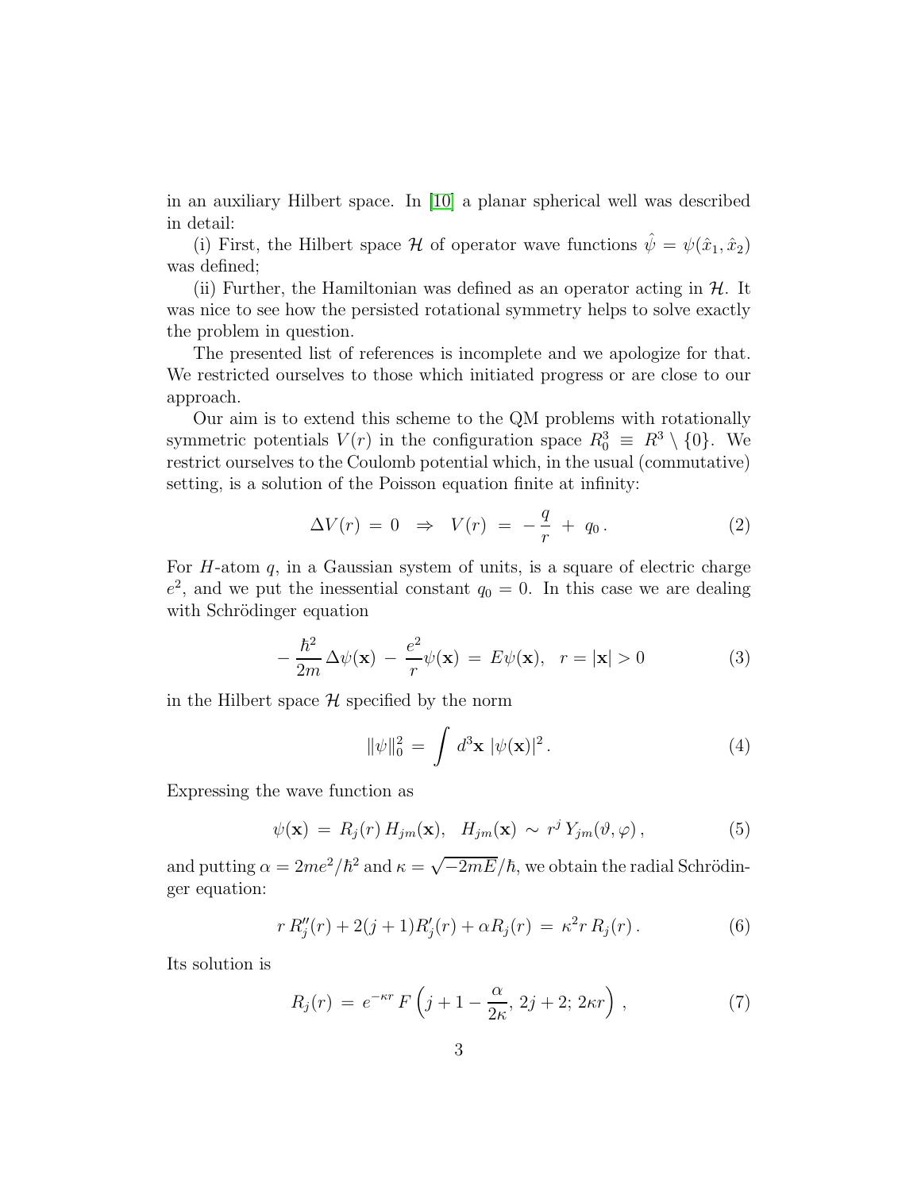in an auxiliary Hilbert space. In [10] a planar spherical well was described in detail:

(i) First, the Hilbert space $\mathcal{H}$ of operator wave functions $\hat{\psi} = \psi(\hat{x}_1, \hat{x}_2)$ was defined;

(ii) Further, the Hamiltonian was defined as an operator acting in $\mathcal{H}$. It was nice to see how the persisted rotational symmetry helps to solve exactly the problem in question.

The presented list of references is incomplete and we apologize for that. We restricted ourselves to those which initiated progress or are close to our approach.

Our aim is to extend this scheme to the QM problems with rotationally symmetric potentials $V(r)$ in the configuration space $R^3_0 \equiv R^3 \setminus \{0\}$. We restrict ourselves to the Coulomb potential which, in the usual (commutative) setting, is a solution of the Poisson equation finite at infinity:

$$\Delta V(r) = 0 \quad \Rightarrow \quad V(r) = -\frac{q}{r} + q_0 \,. \tag{2}$$

For $H$-atom $q$, in a Gaussian system of units, is a square of electric charge $e^2$, and we put the inessential constant $q_0 = 0$. In this case we are dealing with Schrödinger equation

$$-\frac{\hbar^2}{2m}\,\Delta\psi(\mathbf{x}) - \frac{e^2}{r}\psi(\mathbf{x}) = E\psi(\mathbf{x}), \quad r = |\mathbf{x}| > 0 \tag{3}$$

in the Hilbert space $\mathcal{H}$ specified by the norm

$$\|\psi\|_0^2 = \int d^3\mathbf{x}\, |\psi(\mathbf{x})|^2 \,. \tag{4}$$

Expressing the wave function as

$$\psi(\mathbf{x}) = R_j(r)\, H_{jm}(\mathbf{x}), \quad H_{jm}(\mathbf{x}) \sim r^j\, Y_{jm}(\vartheta, \varphi)\,, \tag{5}$$

and putting $\alpha = 2me^2/\hbar^2$ and $\kappa = \sqrt{-2mE}/\hbar$, we obtain the radial Schrödinger equation:

$$r\, R_j''(r) + 2(j+1)R_j'(r) + \alpha R_j(r) = \kappa^2 r\, R_j(r)\,. \tag{6}$$

Its solution is

$$R_j(r) = e^{-\kappa r}\, F\left(j + 1 - \frac{\alpha}{2\kappa},\, 2j+2;\, 2\kappa r\right)\,, \tag{7}$$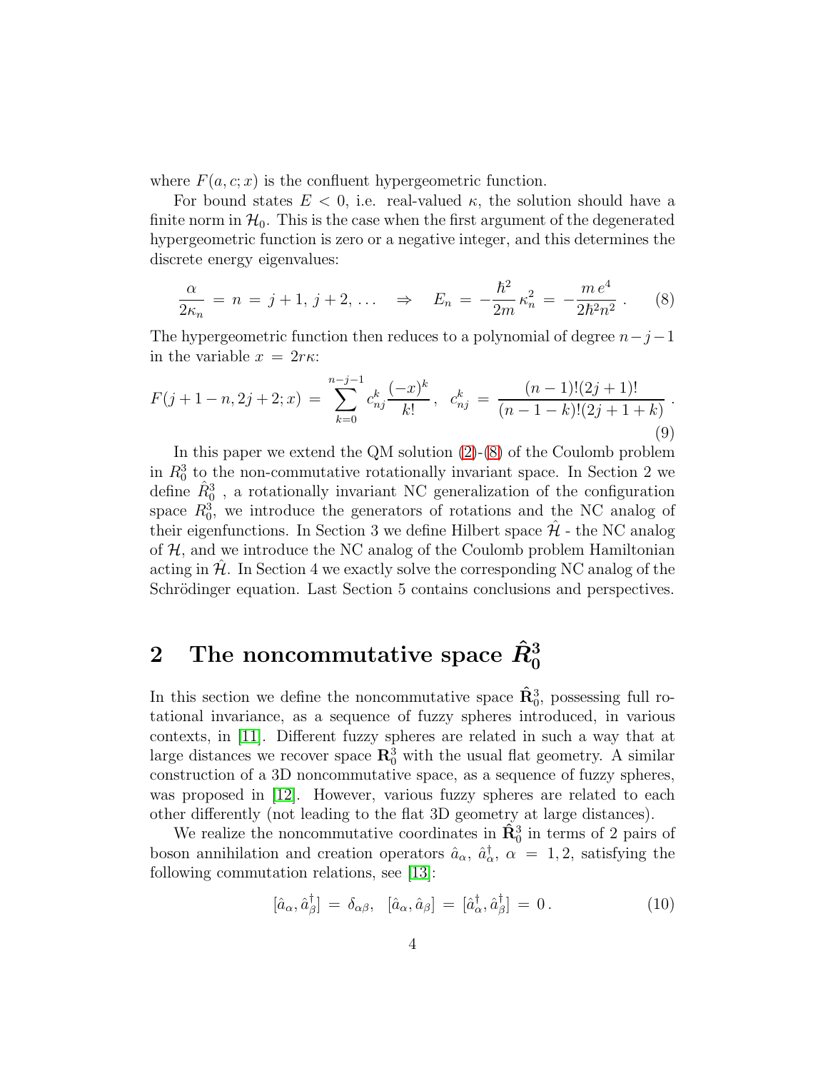where $F(a, c; x)$ is the confluent hypergeometric function.

For bound states $E < 0$, i.e. real-valued $\kappa$, the solution should have a finite norm in $\mathcal{H}_0$. This is the case when the first argument of the degenerated hypergeometric function is zero or a negative integer, and this determines the discrete energy eigenvalues:

$$\frac{\alpha}{2\kappa_n} \,=\, n \,=\, j+1,\, j+2,\, \ldots \quad \Rightarrow \quad E_n \,=\, -\frac{\hbar^2}{2m}\,\kappa_n^2 \,=\, -\frac{m\,e^4}{2\hbar^2 n^2}\,. \tag{8}$$

The hypergeometric function then reduces to a polynomial of degree $n-j-1$ in the variable $x \,=\, 2r\kappa$:

$$F(j+1-n, 2j+2; x) \,=\, \sum_{k=0}^{n-j-1} c_{nj}^k \frac{(-x)^k}{k!}\,, \quad c_{nj}^k \,=\, \frac{(n-1)!(2j+1)!}{(n-1-k)!(2j+1+k)}\,. \tag{9}$$

In this paper we extend the QM solution (2)-(8) of the Coulomb problem in $R_0^3$ to the non-commutative rotationally invariant space. In Section 2 we define $\hat{R}_0^3$ , a rotationally invariant NC generalization of the configuration space $R_0^3$, we introduce the generators of rotations and the NC analog of their eigenfunctions. In Section 3 we define Hilbert space $\hat{\mathcal{H}}$ - the NC analog of $\mathcal{H}$, and we introduce the NC analog of the Coulomb problem Hamiltonian acting in $\hat{\mathcal{H}}$. In Section 4 we exactly solve the corresponding NC analog of the Schrödinger equation. Last Section 5 contains conclusions and perspectives.

## 2 The noncommutative space $\hat{R}_0^3$

In this section we define the noncommutative space $\hat{\mathbf{R}}_0^3$, possessing full rotational invariance, as a sequence of fuzzy spheres introduced, in various contexts, in [11]. Different fuzzy spheres are related in such a way that at large distances we recover space $\mathbf{R}_0^3$ with the usual flat geometry. A similar construction of a 3D noncommutative space, as a sequence of fuzzy spheres, was proposed in [12]. However, various fuzzy spheres are related to each other differently (not leading to the flat 3D geometry at large distances).

We realize the noncommutative coordinates in $\hat{\mathbf{R}}_0^3$ in terms of 2 pairs of boson annihilation and creation operators $\hat{a}_\alpha$, $\hat{a}_\alpha^\dagger$, $\alpha \,=\, 1, 2$, satisfying the following commutation relations, see [13]:

$$[\hat{a}_\alpha, \hat{a}_\beta^\dagger] \,=\, \delta_{\alpha\beta}, \quad [\hat{a}_\alpha, \hat{a}_\beta] \,=\, [\hat{a}_\alpha^\dagger, \hat{a}_\beta^\dagger] \,=\, 0\,. \tag{10}$$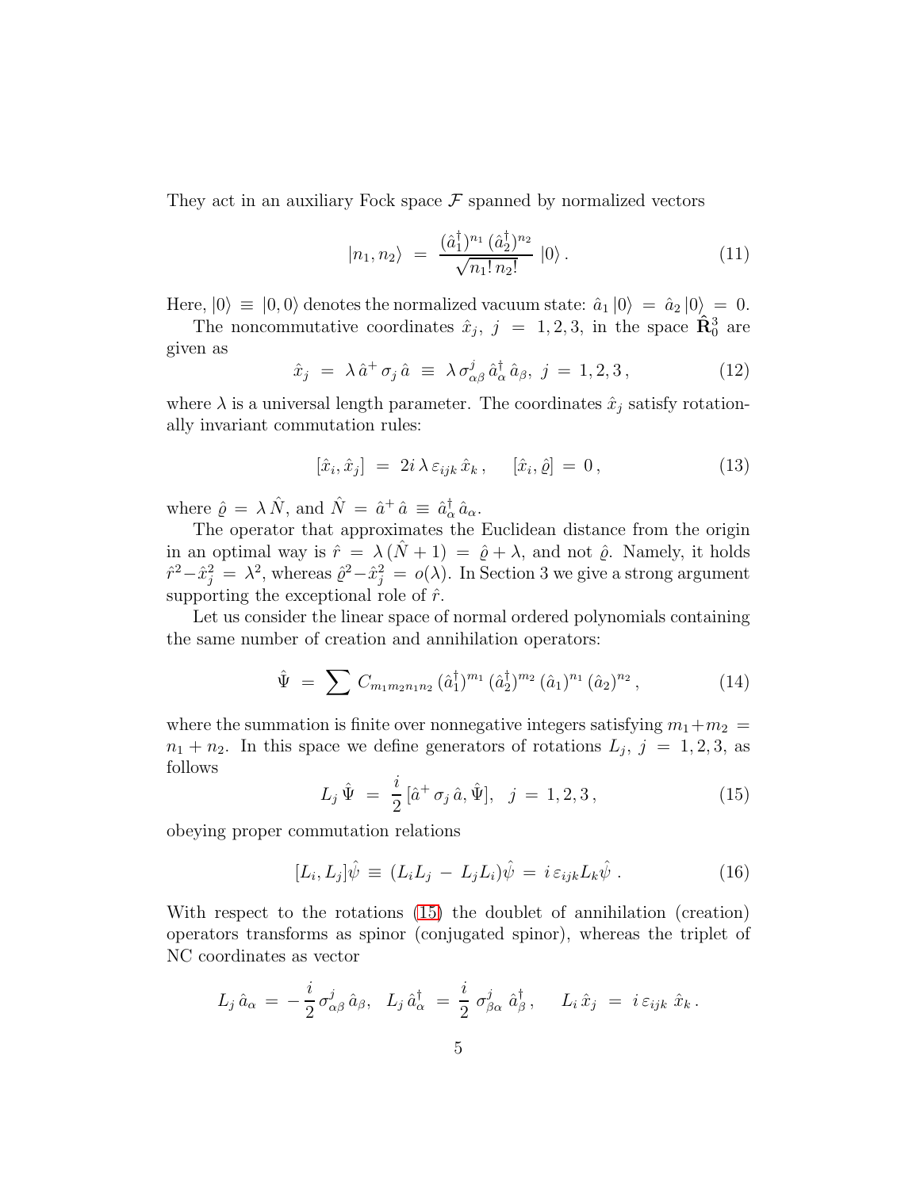They act in an auxiliary Fock space $\mathcal{F}$ spanned by normalized vectors

$$
|n_1, n_2\rangle \;=\; \frac{(\hat{a}_1^\dagger)^{n_1}\,(\hat{a}_2^\dagger)^{n_2}}{\sqrt{n_1!\,n_2!}}\;|0\rangle\,. \tag{11}
$$

Here, $|0\rangle \,\equiv\, |0,0\rangle$ denotes the normalized vacuum state: $\hat{a}_1\,|0\rangle \,=\, \hat{a}_2\,|0\rangle \,=\, 0$.

The noncommutative coordinates $\hat{x}_j,\ j \,=\, 1,2,3$, in the space $\hat{\mathbf{R}}^3_0$ are given as

$$
\hat{x}_j \;=\; \lambda\,\hat{a}^+\,\sigma_j\,\hat{a} \;\equiv\; \lambda\,\sigma^j_{\alpha\beta}\,\hat{a}^\dagger_\alpha\,\hat{a}_\beta,\ \ j \,=\, 1,2,3\,, \tag{12}
$$

where $\lambda$ is a universal length parameter. The coordinates $\hat{x}_j$ satisfy rotationally invariant commutation rules:

$$
[\hat{x}_i, \hat{x}_j] \;=\; 2i\,\lambda\,\varepsilon_{ijk}\,\hat{x}_k\,, \quad [\hat{x}_i, \hat{\varrho}] \,=\, 0\,, \tag{13}
$$

where $\hat{\varrho} \,=\, \lambda\,\hat{N}$, and $\hat{N} \,=\, \hat{a}^+\,\hat{a} \,\equiv\, \hat{a}^\dagger_\alpha\,\hat{a}_\alpha$.

The operator that approximates the Euclidean distance from the origin in an optimal way is $\hat{r} \,=\, \lambda\,(\hat{N}+1) \,=\, \hat{\varrho} + \lambda$, and not $\hat{\varrho}$. Namely, it holds $\hat{r}^2 - \hat{x}_j^2 \,=\, \lambda^2$, whereas $\hat{\varrho}^2 - \hat{x}_j^2 \,=\, o(\lambda)$. In Section 3 we give a strong argument supporting the exceptional role of $\hat{r}$.

Let us consider the linear space of normal ordered polynomials containing the same number of creation and annihilation operators:

$$
\hat{\Psi} \;=\; \sum\, C_{m_1 m_2 n_1 n_2}\,(\hat{a}_1^\dagger)^{m_1}\,(\hat{a}_2^\dagger)^{m_2}\,(\hat{a}_1)^{n_1}\,(\hat{a}_2)^{n_2}\,, \tag{14}
$$

where the summation is finite over nonnegative integers satisfying $m_1 + m_2 \,=\, n_1 + n_2$. In this space we define generators of rotations $L_j,\ j \,=\, 1,2,3$, as follows

$$
L_j\,\hat{\Psi} \;=\; \frac{i}{2}\,[\hat{a}^+\,\sigma_j\,\hat{a}, \hat{\Psi}],\ \ \ j \,=\, 1,2,3\,, \tag{15}
$$

obeying proper commutation relations

$$
[L_i, L_j]\hat{\psi} \,\equiv\, (L_i L_j \,-\, L_j L_i)\hat{\psi} \,=\, i\,\varepsilon_{ijk} L_k \hat{\psi}\;. \tag{16}
$$

With respect to the rotations (15) the doublet of annihilation (creation) operators transforms as spinor (conjugated spinor), whereas the triplet of NC coordinates as vector

$$
L_j\,\hat{a}_\alpha \,=\, -\frac{i}{2}\,\sigma^j_{\alpha\beta}\,\hat{a}_\beta,\ \ \ L_j\,\hat{a}^\dagger_\alpha \,=\, \frac{i}{2}\;\sigma^j_{\beta\alpha}\;\hat{a}^\dagger_\beta\,, \quad\ L_i\,\hat{x}_j \;=\; i\,\varepsilon_{ijk}\;\hat{x}_k\,.
$$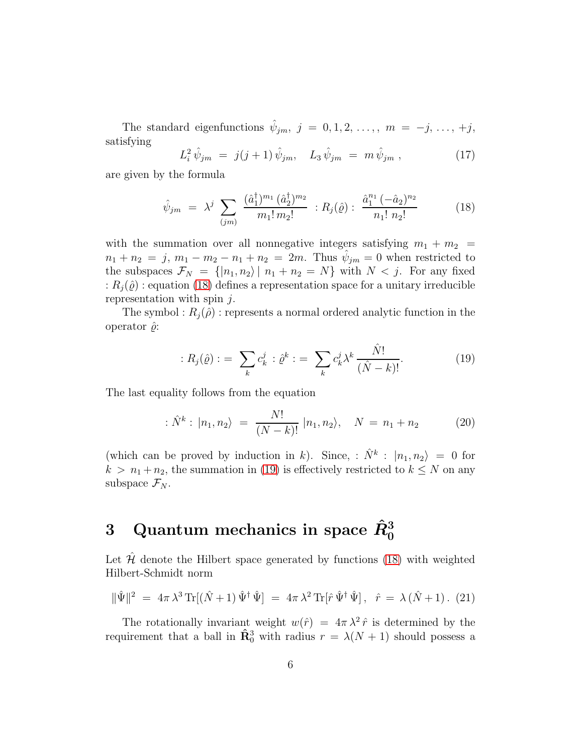The standard eigenfunctions $\hat{\psi}_{jm}$, $j = 0, 1, 2, \ldots,$, $m = -j, \ldots, +j$, satisfying

$$L_i^2 \, \hat{\psi}_{jm} \; = \; j(j+1) \, \hat{\psi}_{jm}, \quad L_3 \, \hat{\psi}_{jm} \; = \; m \, \hat{\psi}_{jm} \; , \tag{17}$$

are given by the formula

$$\hat{\psi}_{jm} \; = \; \lambda^j \sum_{(jm)} \frac{(\hat{a}_1^\dagger)^{m_1} \, (\hat{a}_2^\dagger)^{m_2}}{m_1! \, m_2!} \; : R_j(\hat{\varrho}) : \; \frac{\hat{a}_1^{n_1} \, (-\hat{a}_2)^{n_2}}{n_1! \; n_2!} \tag{18}$$

with the summation over all nonnegative integers satisfying $m_1 + m_2 = n_1 + n_2 = j$, $m_1 - m_2 - n_1 + n_2 = 2m$. Thus $\hat{\psi}_{jm} = 0$ when restricted to the subspaces $\mathcal{F}_N = \{|n_1, n_2\rangle \mid n_1 + n_2 = N\}$ with $N < j$. For any fixed $: R_j(\hat{\varrho}) :$ equation (18) defines a representation space for a unitary irreducible representation with spin $j$.

The symbol $: R_j(\hat{\rho}) :$ represents a normal ordered analytic function in the operator $\hat{\varrho}$:

$$: R_j(\hat{\varrho}) : = \sum_k c_k^j \; : \hat{\varrho}^k : = \sum_k c_k^j \lambda^k \, \frac{\hat{N}!}{(\hat{N} - k)!}. \tag{19}$$

The last equality follows from the equation

$$: \hat{N}^k : \, |n_1, n_2\rangle \; = \; \frac{N!}{(N-k)!} \, |n_1, n_2\rangle, \quad N \; = \; n_1 + n_2 \tag{20}$$

(which can be proved by induction in $k$). Since, $: \hat{N}^k : \, |n_1, n_2\rangle = 0$ for $k > n_1 + n_2$, the summation in (19) is effectively restricted to $k \leq N$ on any subspace $\mathcal{F}_N$.

# 3 Quantum mechanics in space $\hat{\boldsymbol{R}}_0^3$

Let $\hat{\mathcal{H}}$ denote the Hilbert space generated by functions (18) with weighted Hilbert-Schmidt norm

$$\|\hat{\Psi}\|^2 \; = \; 4\pi \, \lambda^3 \, \mathrm{Tr}[(\hat{N} + 1) \, \hat{\Psi}^\dagger \, \hat{\Psi}] \; = \; 4\pi \, \lambda^2 \, \mathrm{Tr}[\hat{r} \, \hat{\Psi}^\dagger \, \hat{\Psi}] \, , \;\; \hat{r} \; = \; \lambda \, (\hat{N} + 1) \, . \tag{21}$$

The rotationally invariant weight $w(\hat{r}) = 4\pi \, \lambda^2 \, \hat{r}$ is determined by the requirement that a ball in $\hat{\mathbf{R}}_0^3$ with radius $r = \lambda(N+1)$ should possess a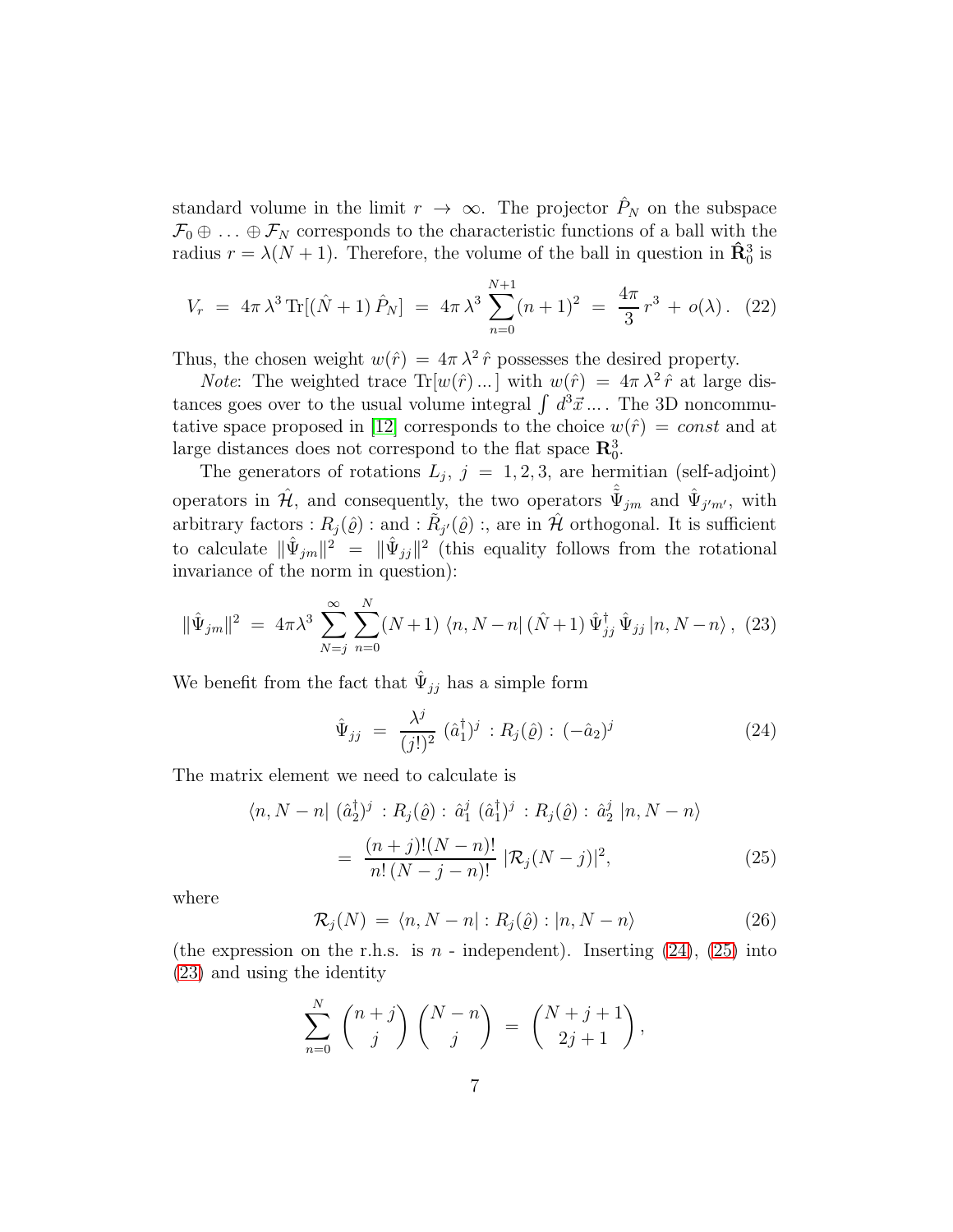standard volume in the limit $r \to \infty$. The projector $\hat{P}_N$ on the subspace $\mathcal{F}_0 \oplus \ldots \oplus \mathcal{F}_N$ corresponds to the characteristic functions of a ball with the radius $r = \lambda(N+1)$. Therefore, the volume of the ball in question in $\hat{\mathbf{R}}^3_0$ is

$$V_r \;=\; 4\pi\,\lambda^3\,\mathrm{Tr}[(\hat{N}+1)\,\hat{P}_N] \;=\; 4\pi\,\lambda^3 \sum_{n=0}^{N+1}(n+1)^2 \;=\; \frac{4\pi}{3}\,r^3 \,+\, o(\lambda)\,. \quad (22)$$

Thus, the chosen weight $w(\hat{r}) = 4\pi\,\lambda^2\,\hat{r}$ possesses the desired property.

*Note*: The weighted trace $\mathrm{Tr}[w(\hat{r})\ldots]$ with $w(\hat{r}) = 4\pi\,\lambda^2\,\hat{r}$ at large distances goes over to the usual volume integral $\int d^3\vec{x}\ldots$. The 3D noncommutative space proposed in [12] corresponds to the choice $w(\hat{r}) = const$ and at large distances does not correspond to the flat space $\mathbf{R}^3_0$.

The generators of rotations $L_j,\ j = 1,2,3$, are hermitian (self-adjoint) operators in $\hat{\mathcal{H}}$, and consequently, the two operators $\hat{\tilde{\Psi}}_{jm}$ and $\hat{\Psi}_{j'm'}$, with arbitrary factors $:R_j(\hat{\varrho}):$ and $:\tilde{R}_{j'}(\hat{\varrho}):$, are in $\hat{\mathcal{H}}$ orthogonal. It is sufficient to calculate $\|\hat{\Psi}_{jm}\|^2 = \|\hat{\Psi}_{jj}\|^2$ (this equality follows from the rotational invariance of the norm in question):

$$\|\hat{\Psi}_{jm}\|^2 \;=\; 4\pi\lambda^3 \sum_{N=j}^{\infty}\sum_{n=0}^{N}(N+1)\,\langle n, N-n|\,(\hat{N}+1)\,\hat{\Psi}^\dagger_{jj}\,\hat{\Psi}_{jj}\,|n, N-n\rangle\,, \quad (23)$$

We benefit from the fact that $\hat{\Psi}_{jj}$ has a simple form

$$\hat{\Psi}_{jj} \;=\; \frac{\lambda^j}{(j!)^2}\,(\hat{a}^\dagger_1)^j\,:R_j(\hat{\varrho}):\,(-\hat{a}_2)^j \quad (24)$$

The matrix element we need to calculate is

$$\begin{aligned}\langle n, N-n|\,(\hat{a}^\dagger_2)^j\,:R_j(\hat{\varrho}):\,\hat{a}^j_1\,(\hat{a}^\dagger_1)^j\,:R_j(\hat{\varrho}):\,\hat{a}^j_2\,|n, N-n\rangle \\ =\; \frac{(n+j)!(N-n)!}{n!\,(N-j-n)!}\,|\mathcal{R}_j(N-j)|^2,\end{aligned} \quad (25)$$

where

$$\mathcal{R}_j(N) \;=\; \langle n, N-n|:R_j(\hat{\varrho}):|n, N-n\rangle \quad (26)$$

(the expression on the r.h.s. is $n$ - independent). Inserting (24), (25) into (23) and using the identity

$$\sum_{n=0}^{N}\binom{n+j}{j}\binom{N-n}{j} \;=\; \binom{N+j+1}{2j+1},$$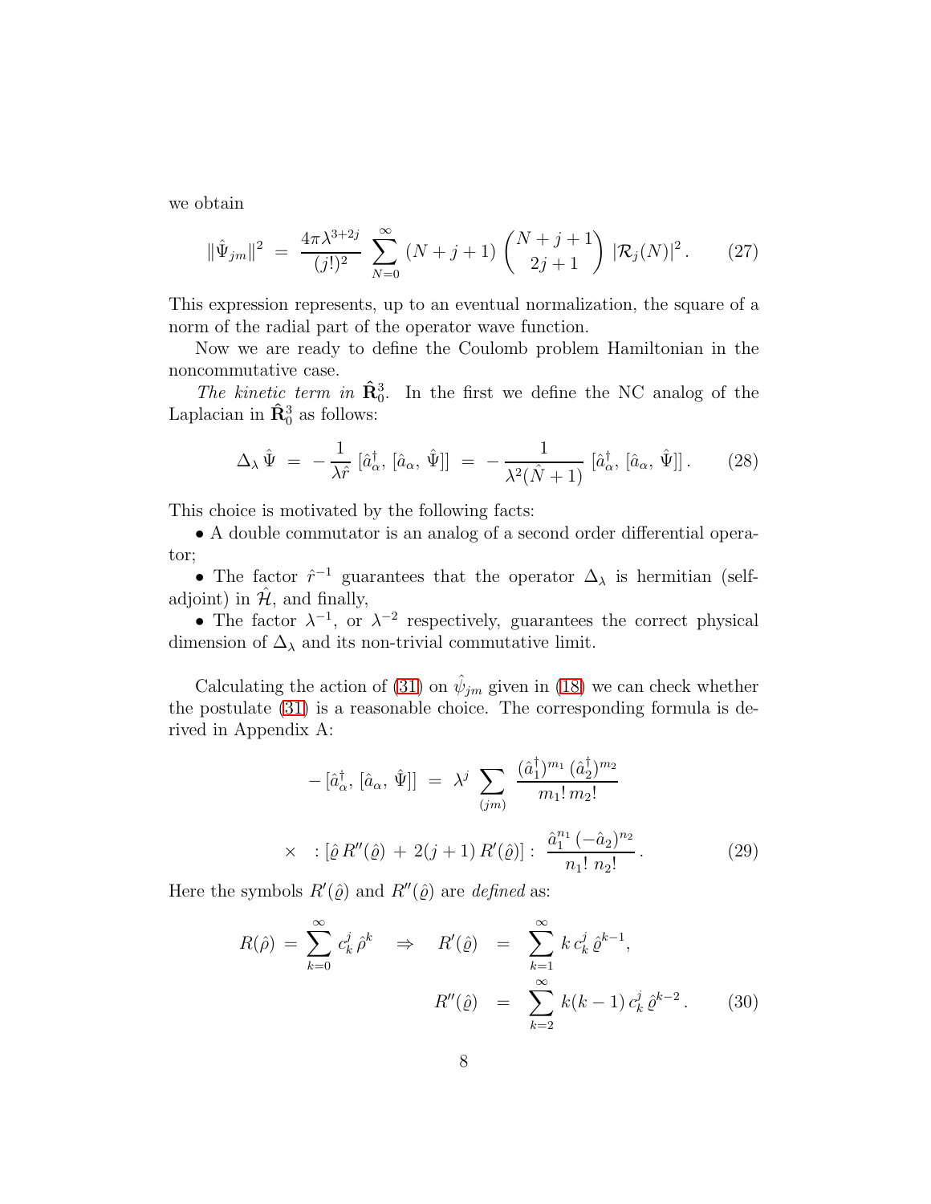we obtain

$$\|\hat{\Psi}_{jm}\|^2 \;=\; \frac{4\pi\lambda^{3+2j}}{(j!)^2}\;\sum_{N=0}^{\infty}\,(N+j+1)\binom{N+j+1}{2j+1}\,|\mathcal{R}_j(N)|^2\,. \qquad (27)$$

This expression represents, up to an eventual normalization, the square of a norm of the radial part of the operator wave function.

Now we are ready to define the Coulomb problem Hamiltonian in the noncommutative case.

*The kinetic term in* $\hat{\mathbf{R}}^3_0$. In the first we define the NC analog of the Laplacian in $\hat{\mathbf{R}}^3_0$ as follows:

$$\Delta_\lambda\,\hat{\Psi} \;=\; -\,\frac{1}{\lambda\hat{r}}\,[\hat{a}^\dagger_\alpha,\,[\hat{a}_\alpha,\,\hat{\Psi}]] \;=\; -\,\frac{1}{\lambda^2(\hat{N}+1)}\,[\hat{a}^\dagger_\alpha,\,[\hat{a}_\alpha,\,\hat{\Psi}]]\,. \qquad (28)$$

This choice is motivated by the following facts:

• A double commutator is an analog of a second order differential operator;

• The factor $\hat{r}^{-1}$ guarantees that the operator $\Delta_\lambda$ is hermitian (self-adjoint) in $\hat{\mathcal{H}}$, and finally,

• The factor $\lambda^{-1}$, or $\lambda^{-2}$ respectively, guarantees the correct physical dimension of $\Delta_\lambda$ and its non-trivial commutative limit.

Calculating the action of (31) on $\hat{\psi}_{jm}$ given in (18) we can check whether the postulate (31) is a reasonable choice. The corresponding formula is derived in Appendix A:

$$-\,[\hat{a}^\dagger_\alpha,\,[\hat{a}_\alpha,\,\hat{\Psi}]] \;=\; \lambda^j\,\sum_{(jm)}\,\frac{(\hat{a}^\dagger_1)^{m_1}\,(\hat{a}^\dagger_2)^{m_2}}{m_1!\,m_2!}$$

$$\times\quad :\left[\hat{\varrho}\,R''(\hat{\varrho})\,+\,2(j+1)\,R'(\hat{\varrho})\right]:\;\frac{\hat{a}_1^{n_1}\,(-\hat{a}_2)^{n_2}}{n_1!\;n_2!}\,. \qquad (29)$$

Here the symbols $R'(\hat{\varrho})$ and $R''(\hat{\varrho})$ are *defined* as:

$$R(\hat{\rho}) \;=\; \sum_{k=0}^{\infty}\,c^j_k\,\hat{\rho}^k \quad\Rightarrow\quad R'(\hat{\varrho}) \;=\; \sum_{k=1}^{\infty}\,k\,c^j_k\,\hat{\varrho}^{k-1},$$

$$R''(\hat{\varrho}) \;=\; \sum_{k=2}^{\infty}\,k(k-1)\,c^j_k\,\hat{\varrho}^{k-2}\,. \qquad (30)$$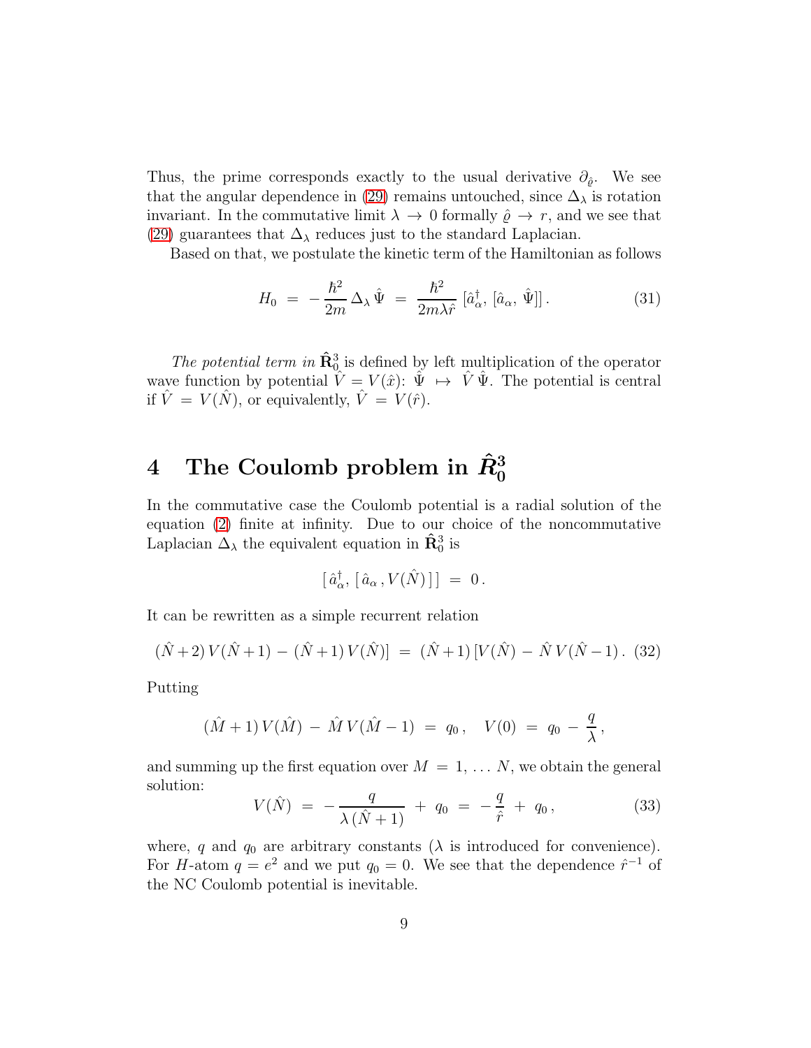Thus, the prime corresponds exactly to the usual derivative $\partial_{\hat{\varrho}}$. We see that the angular dependence in (29) remains untouched, since $\Delta_\lambda$ is rotation invariant. In the commutative limit $\lambda \to 0$ formally $\hat{\varrho} \to r$, and we see that (29) guarantees that $\Delta_\lambda$ reduces just to the standard Laplacian.

Based on that, we postulate the kinetic term of the Hamiltonian as follows

$$H_0 \;=\; -\frac{\hbar^2}{2m}\,\Delta_\lambda\,\hat{\Psi} \;=\; \frac{\hbar^2}{2m\lambda\hat{r}}\,[\hat{a}^\dagger_\alpha,\,[\hat{a}_\alpha,\,\hat{\Psi}]]\,. \tag{31}$$

*The potential term in* $\hat{\mathbf{R}}^3_0$ is defined by left multiplication of the operator wave function by potential $\hat{V} = V(\hat{x})$: $\hat{\Psi} \;\mapsto\; \hat{V}\,\hat{\Psi}$. The potential is central if $\hat{V} \;=\; V(\hat{N})$, or equivalently, $\hat{V} \;=\; V(\hat{r})$.

## 4 The Coulomb problem in $\hat{R}^3_0$

In the commutative case the Coulomb potential is a radial solution of the equation (2) finite at infinity. Due to our choice of the noncommutative Laplacian $\Delta_\lambda$ the equivalent equation in $\hat{\mathbf{R}}^3_0$ is

$$[\,\hat{a}^\dagger_\alpha,\,[\,\hat{a}_\alpha\,,V(\hat{N})\,]\,] \;=\; 0\,.$$

It can be rewritten as a simple recurrent relation

$$(\hat{N}+2)\,V(\hat{N}+1) \,-\, (\hat{N}+1)\,V(\hat{N})] \;=\; (\hat{N}+1)\,[V(\hat{N}) \,-\, \hat{N}\,V(\hat{N}-1)\,. \tag{32}$$

Putting

$$(\hat{M}+1)\,V(\hat{M}) \,-\, \hat{M}\,V(\hat{M}-1) \;=\; q_0\,, \quad V(0) \;=\; q_0 \,-\, \frac{q}{\lambda}\,,$$

and summing up the first equation over $M \;=\; 1, \ldots N$, we obtain the general solution:

$$V(\hat{N}) \;=\; -\,\frac{q}{\lambda\,(\hat{N}+1)} \;+\; q_0 \;=\; -\,\frac{q}{\hat{r}} \;+\; q_0\,, \tag{33}$$

where, $q$ and $q_0$ are arbitrary constants ($\lambda$ is introduced for convenience). For $H$-atom $q = e^2$ and we put $q_0 = 0$. We see that the dependence $\hat{r}^{-1}$ of the NC Coulomb potential is inevitable.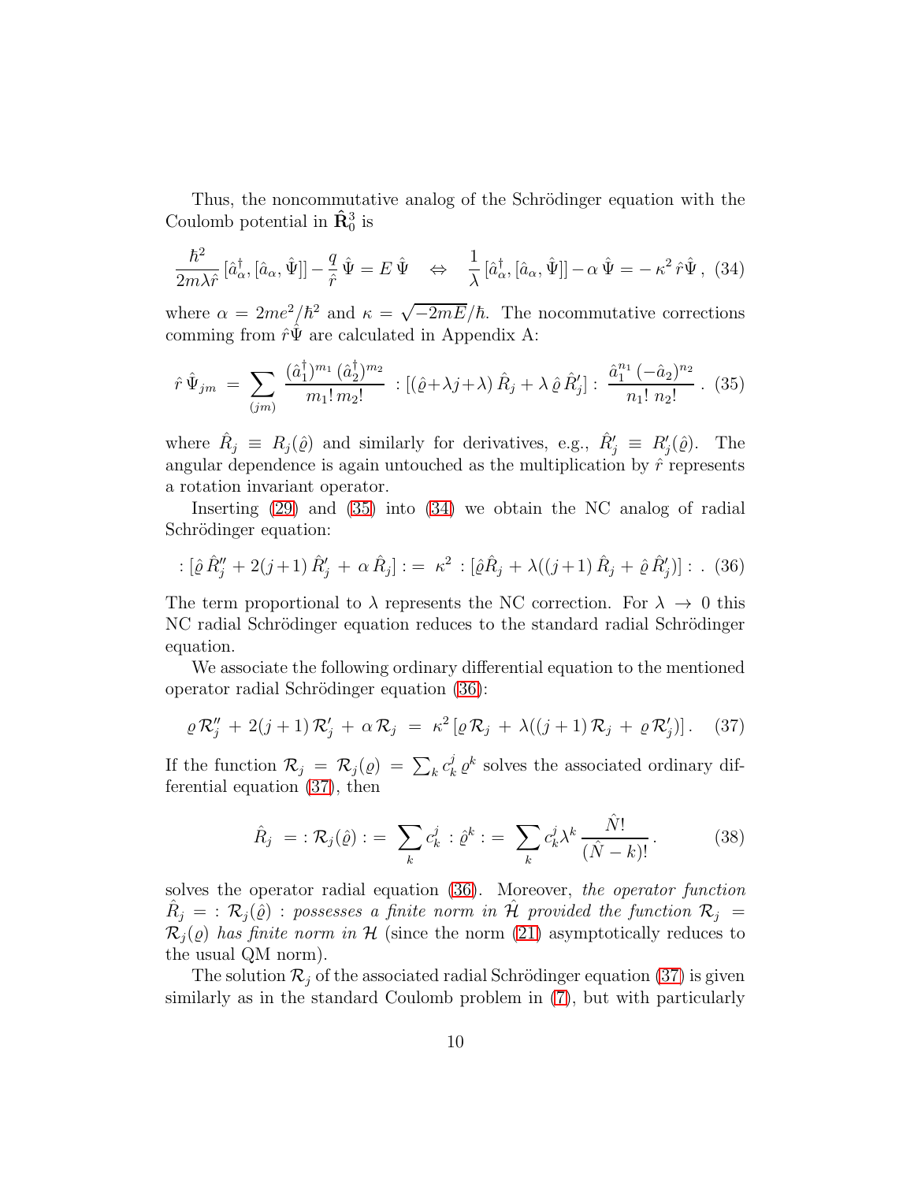Thus, the noncommutative analog of the Schrödinger equation with the Coulomb potential in $\hat{\mathbf{R}}^3_0$ is

$$\frac{\hbar^2}{2m\lambda\hat{r}}\,[\hat{a}^\dagger_\alpha,[\hat{a}_\alpha,\hat{\Psi}]] - \frac{q}{\hat{r}}\,\hat{\Psi} = E\,\hat{\Psi} \quad\Leftrightarrow\quad \frac{1}{\lambda}\,[\hat{a}^\dagger_\alpha,[\hat{a}_\alpha,\hat{\Psi}]] - \alpha\,\hat{\Psi} = -\,\kappa^2\,\hat{r}\hat{\Psi}\,, \quad (34)$$

where $\alpha = 2me^2/\hbar^2$ and $\kappa = \sqrt{-2mE}/\hbar$. The nocommutative corrections comming from $\hat{r}\hat{\Psi}$ are calculated in Appendix A:

$$\hat{r}\,\hat{\Psi}_{jm} \;=\; \sum_{(jm)} \frac{(\hat{a}^\dagger_1)^{m_1}\,(\hat{a}^\dagger_2)^{m_2}}{m_1!\,m_2!}\;:[(\hat{\varrho}+\lambda j+\lambda)\,\hat{R}_j + \lambda\,\hat{\varrho}\,\hat{R}'_j]:\;\frac{\hat{a}_1^{n_1}\,(-\hat{a}_2)^{n_2}}{n_1!\,n_2!}\,. \quad (35)$$

where $\hat{R}_j \equiv R_j(\hat{\varrho})$ and similarly for derivatives, e.g., $\hat{R}'_j \equiv R'_j(\hat{\varrho})$. The angular dependence is again untouched as the multiplication by $\hat{r}$ represents a rotation invariant operator.

Inserting (29) and (35) into (34) we obtain the NC analog of radial Schrödinger equation:

$$:[\hat{\varrho}\,\hat{R}''_j + 2(j+1)\,\hat{R}'_j \,+\, \alpha\,\hat{R}_j]: = \;\kappa^2\;:[\hat{\varrho}\hat{R}_j \,+\, \lambda((j+1)\,\hat{R}_j \,+\, \hat{\varrho}\,\hat{R}'_j)]:\,. \quad (36)$$

The term proportional to $\lambda$ represents the NC correction. For $\lambda \to 0$ this NC radial Schrödinger equation reduces to the standard radial Schrödinger equation.

We associate the following ordinary differential equation to the mentioned operator radial Schrödinger equation (36):

$$\varrho\,\mathcal{R}''_j \,+\, 2(j+1)\,\mathcal{R}'_j \,+\, \alpha\,\mathcal{R}_j \;=\; \kappa^2\,[\varrho\,\mathcal{R}_j \,+\, \lambda((j+1)\,\mathcal{R}_j \,+\, \varrho\,\mathcal{R}'_j)]\,. \quad (37)$$

If the function $\mathcal{R}_j = \mathcal{R}_j(\varrho) = \sum_k c^j_k\,\varrho^k$ solves the associated ordinary differential equation (37), then

$$\hat{R}_j \;=\, :\mathcal{R}_j(\hat{\varrho}): \,=\, \sum_k c^j_k\;:\hat{\varrho}^k: \,=\, \sum_k c^j_k \lambda^k\,\frac{\hat{N}!}{(\hat{N}-k)!}\,. \quad (38)$$

solves the operator radial equation (36). Moreover, *the operator function* $\hat{R}_j = :\mathcal{R}_j(\hat{\varrho}):$ *possesses a finite norm in* $\hat{\mathcal{H}}$ *provided the function* $\mathcal{R}_j = \mathcal{R}_j(\varrho)$ *has finite norm in* $\mathcal{H}$ (since the norm (21) asymptotically reduces to the usual QM norm).

The solution $\mathcal{R}_j$ of the associated radial Schrödinger equation (37) is given similarly as in the standard Coulomb problem in (7), but with particularly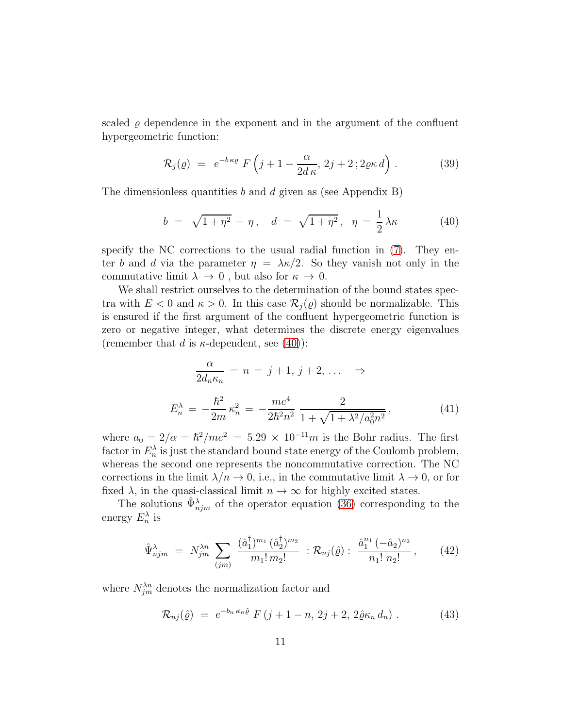scaled $\varrho$ dependence in the exponent and in the argument of the confluent hypergeometric function:

$$\mathcal{R}_j(\varrho) \;=\; e^{-b\,\kappa\varrho}\; F\left(j+1-\frac{\alpha}{2d\,\kappa},\, 2j+2\,;2\varrho\kappa\,d\right) . \tag{39}$$

The dimensionless quantities $b$ and $d$ given as (see Appendix B)

$$b \;=\; \sqrt{1+\eta^2}\,-\,\eta\,, \quad d \;=\; \sqrt{1+\eta^2}\,, \quad \eta \;=\; \frac{1}{2}\,\lambda\kappa \tag{40}$$

specify the NC corrections to the usual radial function in (7). They enter $b$ and $d$ via the parameter $\eta\,=\,\lambda\kappa/2$. So they vanish not only in the commutative limit $\lambda\,\to\,0$ , but also for $\kappa\,\to\,0$.

We shall restrict ourselves to the determination of the bound states spectra with $E<0$ and $\kappa>0$. In this case $\mathcal{R}_j(\varrho)$ should be normalizable. This is ensured if the first argument of the confluent hypergeometric function is zero or negative integer, what determines the discrete energy eigenvalues (remember that $d$ is $\kappa$-dependent, see (40)):

$$\frac{\alpha}{2d_n\kappa_n} \,=\, n \,=\, j+1,\, j+2,\, \ldots \quad \Rightarrow$$

$$E_n^\lambda \,=\, -\frac{\hbar^2}{2m}\,\kappa_n^2 \,=\, -\frac{me^4}{2\hbar^2 n^2}\,\frac{2}{1+\sqrt{1+\lambda^2/a_0^2n^2}}\,, \tag{41}$$

where $a_0 = 2/\alpha = \hbar^2/me^2 \,=\, 5.29\,\times\,10^{-11}m$ is the Bohr radius. The first factor in $E_n^\lambda$ is just the standard bound state energy of the Coulomb problem, whereas the second one represents the noncommutative correction. The NC corrections in the limit $\lambda/n\to 0$, i.e., in the commutative limit $\lambda\to 0$, or for fixed $\lambda$, in the quasi-classical limit $n\to\infty$ for highly excited states.

The solutions $\hat\Psi^\lambda_{njm}$ of the operator equation (36) corresponding to the energy $E_n^\lambda$ is

$$\hat\Psi^\lambda_{njm} \;=\; N^{\lambda n}_{jm}\,\sum_{(jm)}\,\frac{(\hat a_1^\dagger)^{m_1}\,(\hat a_2^\dagger)^{m_2}}{m_1!\,m_2!}\;:\mathcal{R}_{nj}(\hat\varrho):\;\frac{\hat a_1^{n_1}\,(-\hat a_2)^{n_2}}{n_1!\;n_2!}\,, \tag{42}$$

where $N^{\lambda n}_{jm}$ denotes the normalization factor and

$$\mathcal{R}_{nj}(\hat\varrho) \;=\; e^{-b_n\,\kappa_n\hat\varrho}\;F\,(j+1-n,\,2j+2,\,2\hat\varrho\kappa_n\,d_n)\;. \tag{43}$$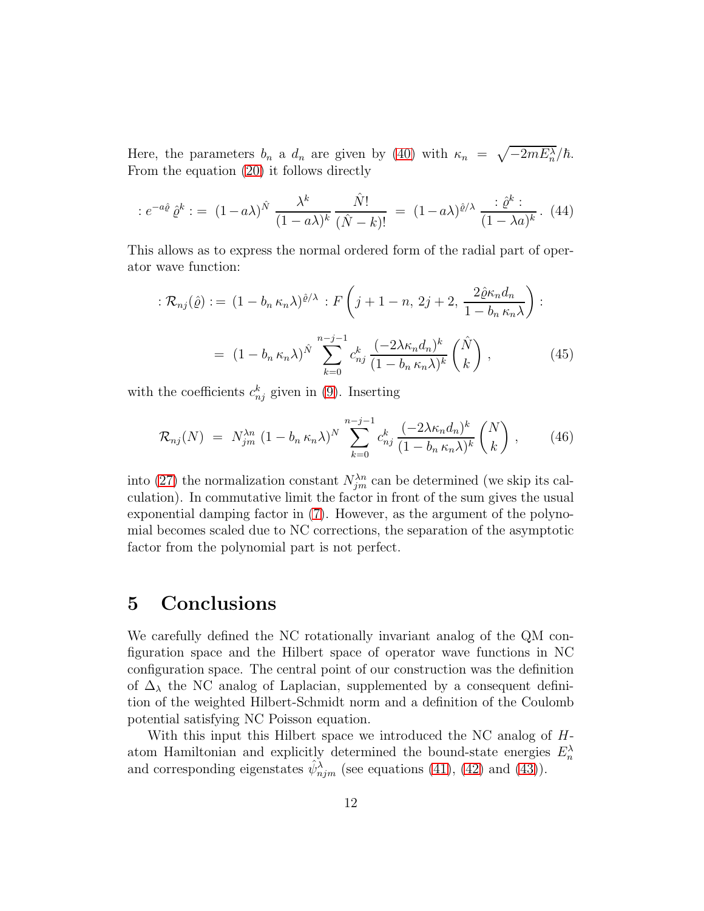Here, the parameters $b_n$ a $d_n$ are given by (40) with $\kappa_n = \sqrt{-2mE_n^\lambda}/\hbar$. From the equation (20) it follows directly

$$:e^{-a\hat{\varrho}}\,\hat{\varrho}^k: \,=\, (1-a\lambda)^{\hat{N}}\,\frac{\lambda^k}{(1-a\lambda)^k}\,\frac{\hat{N}!}{(\hat{N}-k)!} \,=\, (1-a\lambda)^{\hat{\varrho}/\lambda}\,\frac{:\hat{\varrho}^k:}{(1-\lambda a)^k}\,. \quad (44)$$

This allows as to express the normal ordered form of the radial part of operator wave function:

$$\begin{aligned} :\mathcal{R}_{nj}(\hat{\varrho}): \,&=\, (1-b_n\,\kappa_n\lambda)^{\hat{\varrho}/\lambda}\,:F\left(j+1-n,\,2j+2,\,\frac{2\hat{\varrho}\kappa_n d_n}{1-b_n\,\kappa_n\lambda}\right): \\ &=\, (1-b_n\,\kappa_n\lambda)^{\hat{N}}\sum_{k=0}^{n-j-1} c_{nj}^k\,\frac{(-2\lambda\kappa_n d_n)^k}{(1-b_n\,\kappa_n\lambda)^k}\binom{\hat{N}}{k}\,, \end{aligned} \quad (45)$$

with the coefficients $c_{nj}^k$ given in (9). Inserting

$$\mathcal{R}_{nj}(N) \,=\, N_{jm}^{\lambda n}\,(1-b_n\,\kappa_n\lambda)^N\sum_{k=0}^{n-j-1} c_{nj}^k\,\frac{(-2\lambda\kappa_n d_n)^k}{(1-b_n\,\kappa_n\lambda)^k}\binom{N}{k}\,, \quad (46)$$

into (27) the normalization constant $N_{jm}^{\lambda n}$ can be determined (we skip its calculation). In commutative limit the factor in front of the sum gives the usual exponential damping factor in (7). However, as the argument of the polynomial becomes scaled due to NC corrections, the separation of the asymptotic factor from the polynomial part is not perfect.

# 5 Conclusions

We carefully defined the NC rotationally invariant analog of the QM configuration space and the Hilbert space of operator wave functions in NC configuration space. The central point of our construction was the definition of $\Delta_\lambda$ the NC analog of Laplacian, supplemented by a consequent definition of the weighted Hilbert-Schmidt norm and a definition of the Coulomb potential satisfying NC Poisson equation.

With this input this Hilbert space we introduced the NC analog of $H$-atom Hamiltonian and explicitly determined the bound-state energies $E_n^\lambda$ and corresponding eigenstates $\hat{\psi}_{njm}^\lambda$ (see equations (41), (42) and (43)).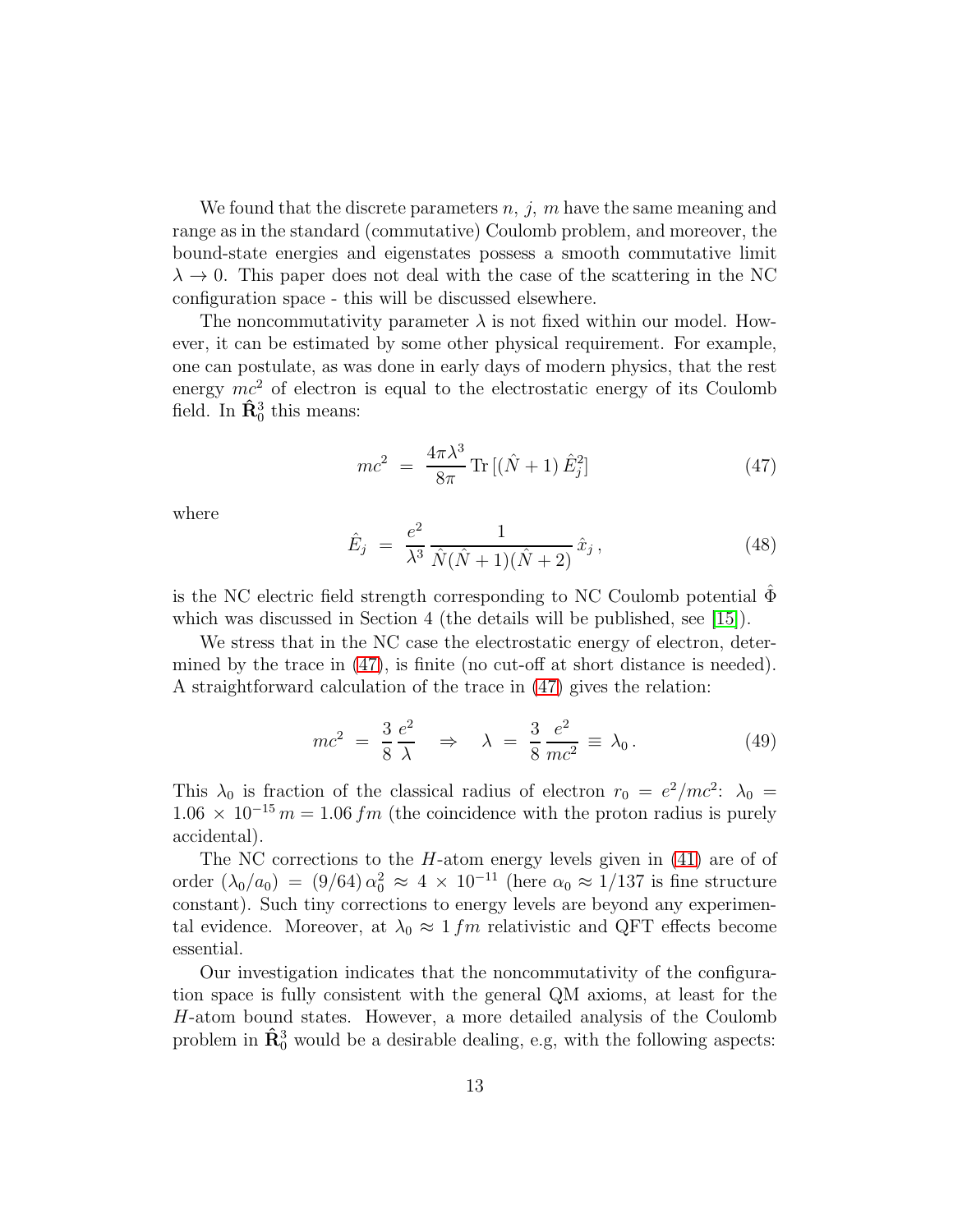We found that the discrete parameters $n$, $j$, $m$ have the same meaning and range as in the standard (commutative) Coulomb problem, and moreover, the bound-state energies and eigenstates possess a smooth commutative limit $\lambda \to 0$. This paper does not deal with the case of the scattering in the NC configuration space - this will be discussed elsewhere.

The noncommutativity parameter $\lambda$ is not fixed within our model. However, it can be estimated by some other physical requirement. For example, one can postulate, as was done in early days of modern physics, that the rest energy $mc^2$ of electron is equal to the electrostatic energy of its Coulomb field. In $\hat{\mathbf{R}}^3_0$ this means:

$$mc^2 \;=\; \frac{4\pi\lambda^3}{8\pi}\,\mathrm{Tr}\,[(\hat{N}+1)\,\hat{E}_j^2] \tag{47}$$

where

$$\hat{E}_j \;=\; \frac{e^2}{\lambda^3}\,\frac{1}{\hat{N}(\hat{N}+1)(\hat{N}+2)}\,\hat{x}_j\,, \tag{48}$$

is the NC electric field strength corresponding to NC Coulomb potential $\hat{\Phi}$ which was discussed in Section 4 (the details will be published, see [15]).

We stress that in the NC case the electrostatic energy of electron, determined by the trace in (47), is finite (no cut-off at short distance is needed). A straightforward calculation of the trace in (47) gives the relation:

$$mc^2 \;=\; \frac{3}{8}\,\frac{e^2}{\lambda} \quad\Rightarrow\quad \lambda \;=\; \frac{3}{8}\,\frac{e^2}{mc^2} \;\equiv\; \lambda_0\,. \tag{49}$$

This $\lambda_0$ is fraction of the classical radius of electron $r_0 = e^2/mc^2$: $\lambda_0 = 1.06\,\times\,10^{-15}\,m = 1.06\,fm$ (the coincidence with the proton radius is purely accidental).

The NC corrections to the $H$-atom energy levels given in (41) are of of order $(\lambda_0/a_0) = (9/64)\,\alpha_0^2 \approx 4\,\times\,10^{-11}$ (here $\alpha_0 \approx 1/137$ is fine structure constant). Such tiny corrections to energy levels are beyond any experimental evidence. Moreover, at $\lambda_0 \approx 1\,fm$ relativistic and QFT effects become essential.

Our investigation indicates that the noncommutativity of the configuration space is fully consistent with the general QM axioms, at least for the $H$-atom bound states. However, a more detailed analysis of the Coulomb problem in $\hat{\mathbf{R}}^3_0$ would be a desirable dealing, e.g, with the following aspects: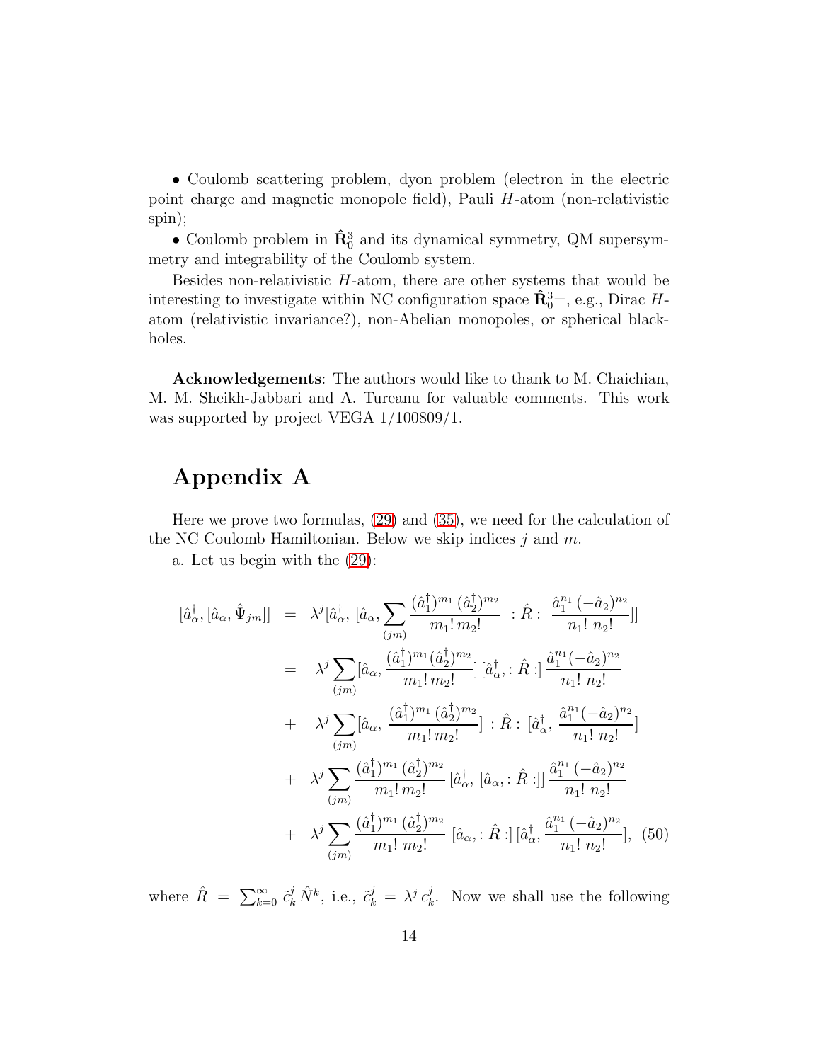• Coulomb scattering problem, dyon problem (electron in the electric point charge and magnetic monopole field), Pauli $H$-atom (non-relativistic spin);

• Coulomb problem in $\hat{\mathbf{R}}^3_0$ and its dynamical symmetry, QM supersymmetry and integrability of the Coulomb system.

Besides non-relativistic $H$-atom, there are other systems that would be interesting to investigate within NC configuration space $\hat{\mathbf{R}}^3_0$=, e.g., Dirac $H$-atom (relativistic invariance?), non-Abelian monopoles, or spherical black-holes.

**Acknowledgements**: The authors would like to thank to M. Chaichian, M. M. Sheikh-Jabbari and A. Tureanu for valuable comments. This work was supported by project VEGA 1/100809/1.

# Appendix A

Here we prove two formulas, (29) and (35), we need for the calculation of the NC Coulomb Hamiltonian. Below we skip indices $j$ and $m$.

a. Let us begin with the (29):

$$
\begin{aligned}
[\hat{a}^\dagger_\alpha, [\hat{a}_\alpha, \hat{\Psi}_{jm}]] &= \lambda^j [\hat{a}^\dagger_\alpha, [\hat{a}_\alpha, \sum_{(jm)} \frac{(\hat{a}^\dagger_1)^{m_1} (\hat{a}^\dagger_2)^{m_2}}{m_1! \, m_2!} \; : \hat{R} : \; \frac{\hat{a}_1^{n_1} (-\hat{a}_2)^{n_2}}{n_1! \; n_2!}]] \\
&= \lambda^j \sum_{(jm)} [\hat{a}_\alpha, \frac{(\hat{a}^\dagger_1)^{m_1} (\hat{a}^\dagger_2)^{m_2}}{m_1! \, m_2!}] \, [\hat{a}^\dagger_\alpha, : \hat{R} :] \, \frac{\hat{a}_1^{n_1} (-\hat{a}_2)^{n_2}}{n_1! \; n_2!} \\
&+ \lambda^j \sum_{(jm)} [\hat{a}_\alpha, \frac{(\hat{a}^\dagger_1)^{m_1} (\hat{a}^\dagger_2)^{m_2}}{m_1! \, m_2!}] \; : \hat{R} : \; [\hat{a}^\dagger_\alpha, \frac{\hat{a}_1^{n_1} (-\hat{a}_2)^{n_2}}{n_1! \; n_2!}] \\
&+ \lambda^j \sum_{(jm)} \frac{(\hat{a}^\dagger_1)^{m_1} (\hat{a}^\dagger_2)^{m_2}}{m_1! \, m_2!} \, [\hat{a}^\dagger_\alpha, [\hat{a}_\alpha, : \hat{R} :]] \, \frac{\hat{a}_1^{n_1} (-\hat{a}_2)^{n_2}}{n_1! \; n_2!} \\
&+ \lambda^j \sum_{(jm)} \frac{(\hat{a}^\dagger_1)^{m_1} (\hat{a}^\dagger_2)^{m_2}}{m_1! \; m_2!} \, [\hat{a}_\alpha, : \hat{R} :] \, [\hat{a}^\dagger_\alpha, \frac{\hat{a}_1^{n_1} (-\hat{a}_2)^{n_2}}{n_1! \; n_2!}], \quad (50)
\end{aligned}
$$

where $\hat{R} = \sum_{k=0}^\infty \tilde{c}^j_k \, \hat{N}^k$, i.e., $\tilde{c}^j_k = \lambda^j \, c^j_k$. Now we shall use the following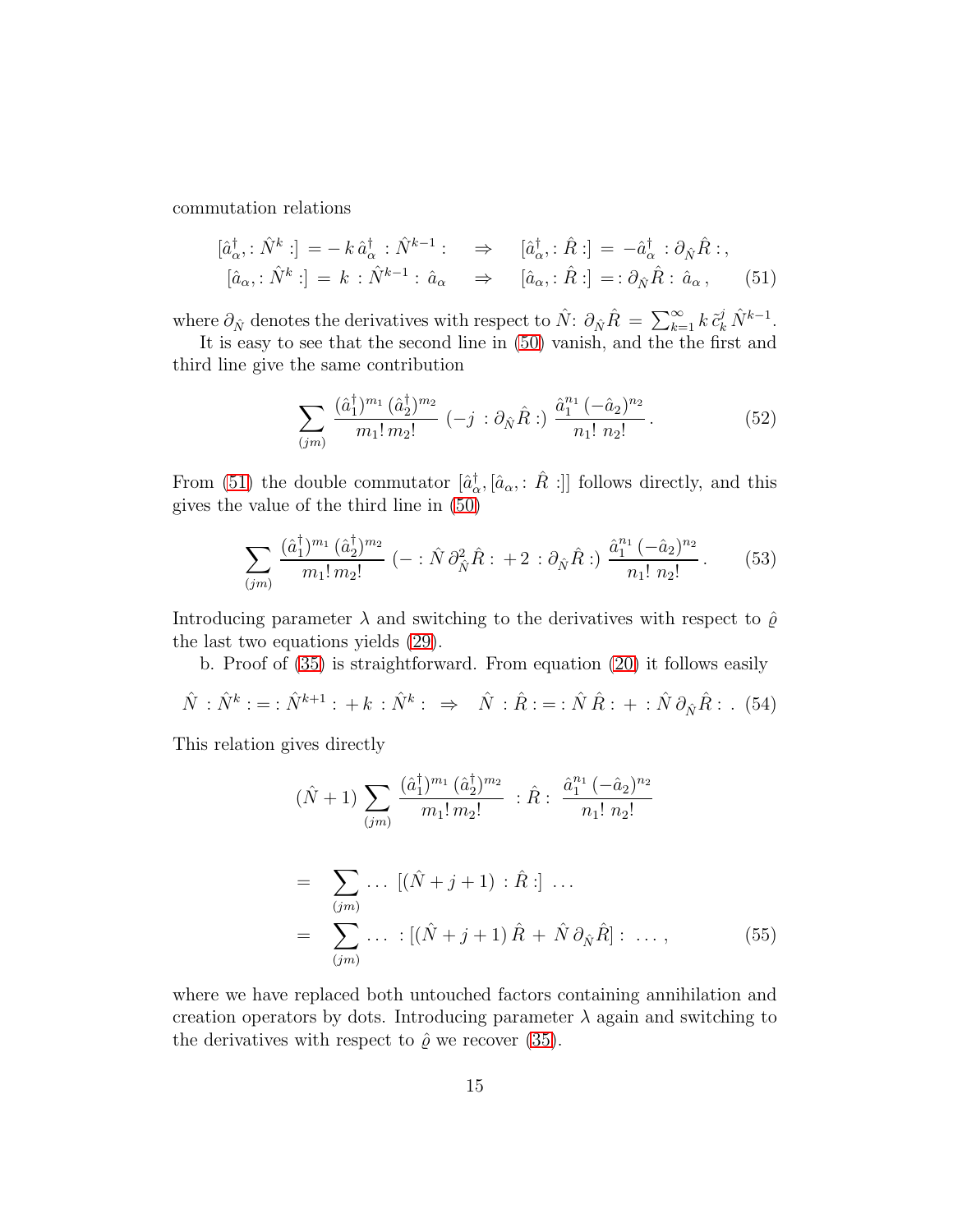commutation relations

$$
\begin{aligned}
[\hat{a}^\dagger_\alpha, :\hat{N}^k:] &= -\,k\,\hat{a}^\dagger_\alpha\;:\hat{N}^{k-1}: \quad \Rightarrow \quad [\hat{a}^\dagger_\alpha, :\hat{R}:] = -\hat{a}^\dagger_\alpha\;:\partial_{\hat{N}}\hat{R}:\,,\\
[\hat{a}_\alpha, :\hat{N}^k:] &= k\;:\hat{N}^{k-1}:\,\hat{a}_\alpha \quad \Rightarrow \quad [\hat{a}_\alpha, :\hat{R}:] = :\partial_{\hat{N}}\hat{R}:\,\hat{a}_\alpha\,,
\end{aligned} \tag{51}
$$

where $\partial_{\hat{N}}$ denotes the derivatives with respect to $\hat{N}$: $\partial_{\hat{N}}\hat{R} = \sum_{k=1}^{\infty} k\,\tilde{c}^j_k\,\hat{N}^{k-1}$.

It is easy to see that the second line in (50) vanish, and the the first and third line give the same contribution

$$
\sum_{(jm)} \frac{(\hat{a}^\dagger_1)^{m_1}\,(\hat{a}^\dagger_2)^{m_2}}{m_1!\,m_2!}\;(-j\;:\partial_{\hat{N}}\hat{R}:)\;\frac{\hat{a}_1^{n_1}\,(-\hat{a}_2)^{n_2}}{n_1!\;n_2!}\,. \tag{52}
$$

From (51) the double commutator $[\hat{a}^\dagger_\alpha, [\hat{a}_\alpha, :\,\hat{R}\,:]]$ follows directly, and this gives the value of the third line in (50)

$$
\sum_{(jm)} \frac{(\hat{a}^\dagger_1)^{m_1}\,(\hat{a}^\dagger_2)^{m_2}}{m_1!\,m_2!}\;(-:\hat{N}\,\partial^2_{\hat{N}}\hat{R}:\,+2\;:\partial_{\hat{N}}\hat{R}:)\;\frac{\hat{a}_1^{n_1}\,(-\hat{a}_2)^{n_2}}{n_1!\;n_2!}\,. \tag{53}
$$

Introducing parameter $\lambda$ and switching to the derivatives with respect to $\hat{\varrho}$ the last two equations yields (29).

b. Proof of (35) is straightforward. From equation (20) it follows easily

$$
\hat{N}\;:\hat{N}^k: = :\hat{N}^{k+1}:\,+\,k\;:\hat{N}^k:\;\Rightarrow\;\hat{N}\;:\hat{R}: = :\hat{N}\,\hat{R}:\,+\;:\hat{N}\,\partial_{\hat{N}}\hat{R}:\,. \tag{54}
$$

This relation gives directly

$$
\begin{aligned}
&(\hat{N}+1)\sum_{(jm)} \frac{(\hat{a}^\dagger_1)^{m_1}\,(\hat{a}^\dagger_2)^{m_2}}{m_1!\,m_2!}\;:\hat{R}:\;\frac{\hat{a}_1^{n_1}\,(-\hat{a}_2)^{n_2}}{n_1!\;n_2!}\\
&= \sum_{(jm)} \ldots\;[(\hat{N}+j+1)\;:\hat{R}:]\;\ldots\\
&= \sum_{(jm)} \ldots\;:[(\hat{N}+j+1)\,\hat{R}\,+\,\hat{N}\,\partial_{\hat{N}}\hat{R}]:\;\ldots\,,
\end{aligned} \tag{55}
$$

where we have replaced both untouched factors containing annihilation and creation operators by dots. Introducing parameter $\lambda$ again and switching to the derivatives with respect to $\hat{\varrho}$ we recover (35).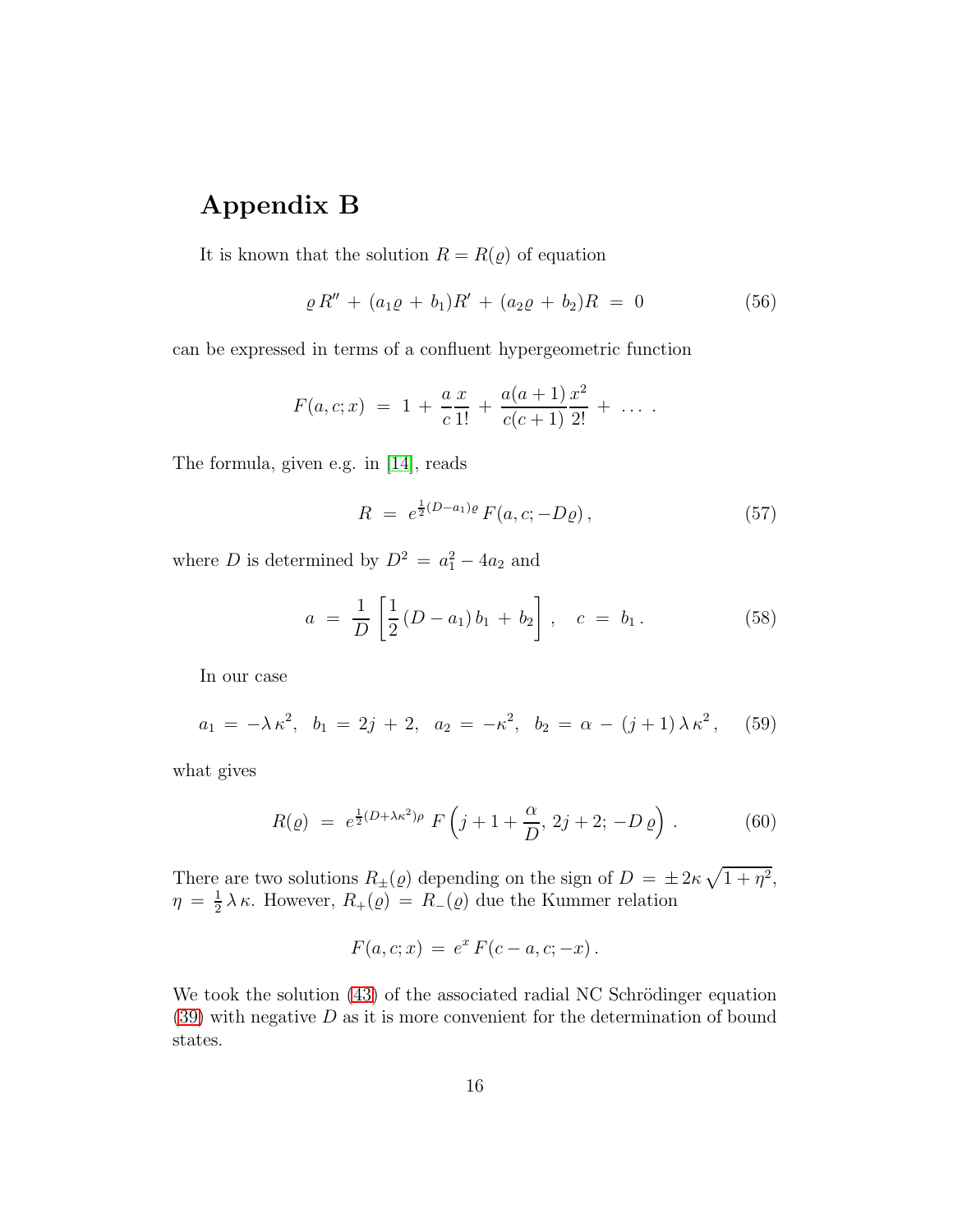# Appendix B

It is known that the solution $R = R(\varrho)$ of equation

$$\varrho R'' + (a_1\varrho + b_1)R' + (a_2\varrho + b_2)R = 0 \tag{56}$$

can be expressed in terms of a confluent hypergeometric function

$$F(a, c; x) = 1 + \frac{a}{c}\frac{x}{1!} + \frac{a(a+1)}{c(c+1)}\frac{x^2}{2!} + \dots .$$

The formula, given e.g. in [14], reads

$$R = e^{\frac{1}{2}(D-a_1)\varrho} F(a, c; -D\varrho), \tag{57}$$

where $D$ is determined by $D^2 = a_1^2 - 4a_2$ and

$$a = \frac{1}{D}\left[\frac{1}{2}(D - a_1)\, b_1 + b_2\right], \quad c = b_1 . \tag{58}$$

In our case

$$a_1 = -\lambda\,\kappa^2, \;\; b_1 = 2j + 2, \;\; a_2 = -\kappa^2, \;\; b_2 = \alpha - (j+1)\,\lambda\,\kappa^2 , \tag{59}$$

what gives

$$R(\varrho) = e^{\frac{1}{2}(D+\lambda\kappa^2)\rho}\, F\left(j + 1 + \frac{\alpha}{D}, 2j+2; -D\,\varrho\right) . \tag{60}$$

There are two solutions $R_\pm(\varrho)$ depending on the sign of $D = \pm\, 2\kappa\,\sqrt{1+\eta^2}$, $\eta = \frac{1}{2}\lambda\,\kappa$. However, $R_+(\varrho) = R_-(\varrho)$ due the Kummer relation

$$F(a, c; x) = e^x\, F(c - a, c; -x) .$$

We took the solution (43) of the associated radial NC Schrödinger equation (39) with negative $D$ as it is more convenient for the determination of bound states.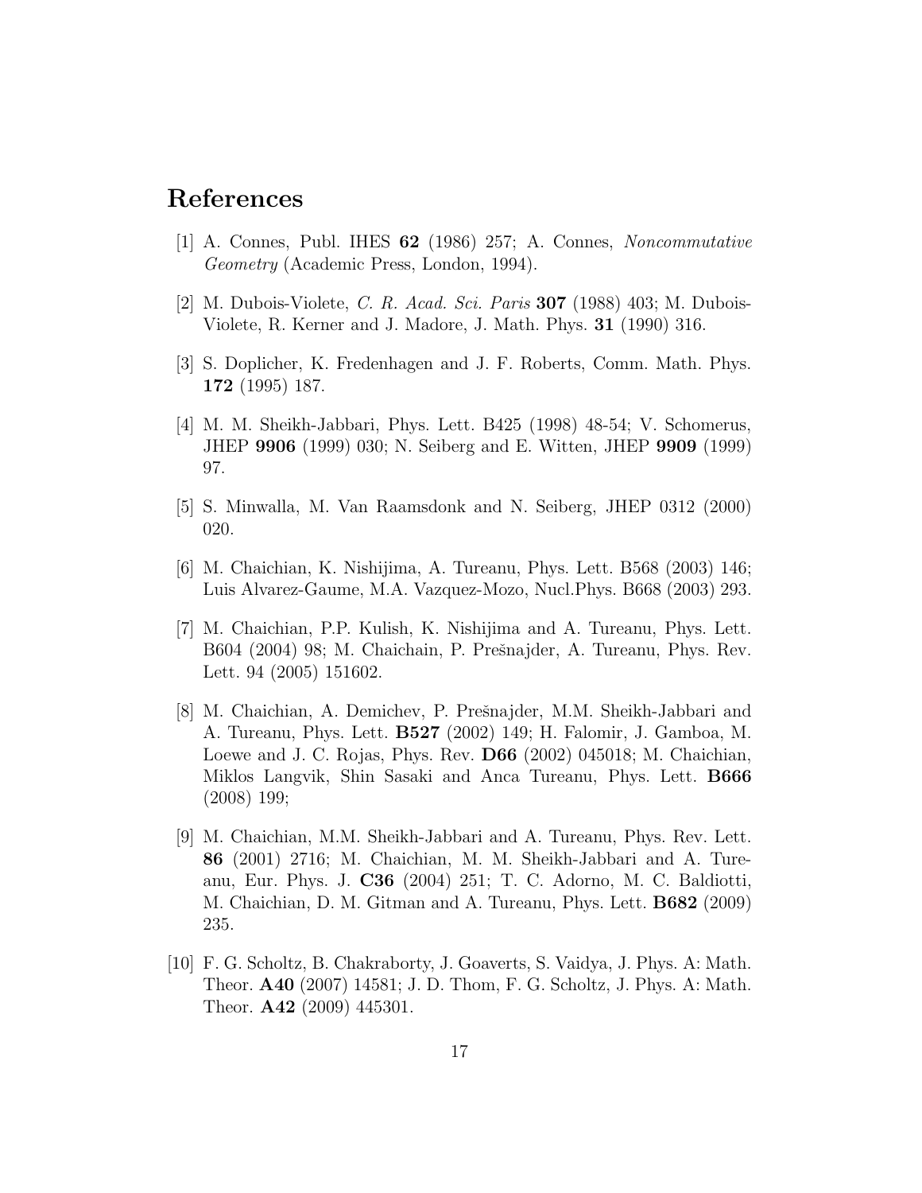# References

[1] A. Connes, Publ. IHES **62** (1986) 257; A. Connes, *Noncommutative Geometry* (Academic Press, London, 1994).

[2] M. Dubois-Violete, *C. R. Acad. Sci. Paris* **307** (1988) 403; M. Dubois-Violete, R. Kerner and J. Madore, J. Math. Phys. **31** (1990) 316.

[3] S. Doplicher, K. Fredenhagen and J. F. Roberts, Comm. Math. Phys. **172** (1995) 187.

[4] M. M. Sheikh-Jabbari, Phys. Lett. B425 (1998) 48-54; V. Schomerus, JHEP **9906** (1999) 030; N. Seiberg and E. Witten, JHEP **9909** (1999) 97.

[5] S. Minwalla, M. Van Raamsdonk and N. Seiberg, JHEP 0312 (2000) 020.

[6] M. Chaichian, K. Nishijima, A. Tureanu, Phys. Lett. B568 (2003) 146; Luis Alvarez-Gaume, M.A. Vazquez-Mozo, Nucl.Phys. B668 (2003) 293.

[7] M. Chaichian, P.P. Kulish, K. Nishijima and A. Tureanu, Phys. Lett. B604 (2004) 98; M. Chaichain, P. Prešnajder, A. Tureanu, Phys. Rev. Lett. 94 (2005) 151602.

[8] M. Chaichian, A. Demichev, P. Prešnajder, M.M. Sheikh-Jabbari and A. Tureanu, Phys. Lett. **B527** (2002) 149; H. Falomir, J. Gamboa, M. Loewe and J. C. Rojas, Phys. Rev. **D66** (2002) 045018; M. Chaichian, Miklos Langvik, Shin Sasaki and Anca Tureanu, Phys. Lett. **B666** (2008) 199;

[9] M. Chaichian, M.M. Sheikh-Jabbari and A. Tureanu, Phys. Rev. Lett. **86** (2001) 2716; M. Chaichian, M. M. Sheikh-Jabbari and A. Tureanu, Eur. Phys. J. **C36** (2004) 251; T. C. Adorno, M. C. Baldiotti, M. Chaichian, D. M. Gitman and A. Tureanu, Phys. Lett. **B682** (2009) 235.

[10] F. G. Scholtz, B. Chakraborty, J. Goaverts, S. Vaidya, J. Phys. A: Math. Theor. **A40** (2007) 14581; J. D. Thom, F. G. Scholtz, J. Phys. A: Math. Theor. **A42** (2009) 445301.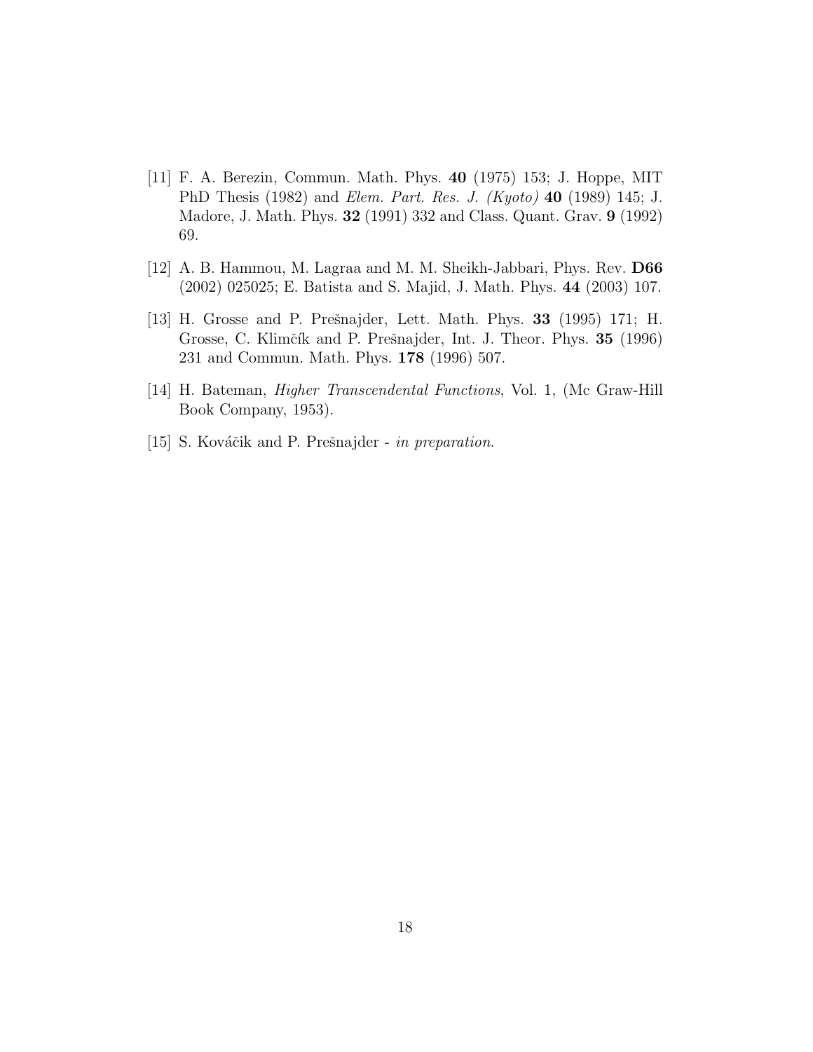[11] F. A. Berezin, Commun. Math. Phys. **40** (1975) 153; J. Hoppe, MIT PhD Thesis (1982) and *Elem. Part. Res. J. (Kyoto)* **40** (1989) 145; J. Madore, J. Math. Phys. **32** (1991) 332 and Class. Quant. Grav. **9** (1992) 69.

[12] A. B. Hammou, M. Lagraa and M. M. Sheikh-Jabbari, Phys. Rev. **D66** (2002) 025025; E. Batista and S. Majid, J. Math. Phys. **44** (2003) 107.

[13] H. Grosse and P. Prešnajder, Lett. Math. Phys. **33** (1995) 171; H. Grosse, C. Klimčík and P. Prešnajder, Int. J. Theor. Phys. **35** (1996) 231 and Commun. Math. Phys. **178** (1996) 507.

[14] H. Bateman, *Higher Transcendental Functions*, Vol. 1, (Mc Graw-Hill Book Company, 1953).

[15] S. Kováčik and P. Prešnajder - *in preparation*.